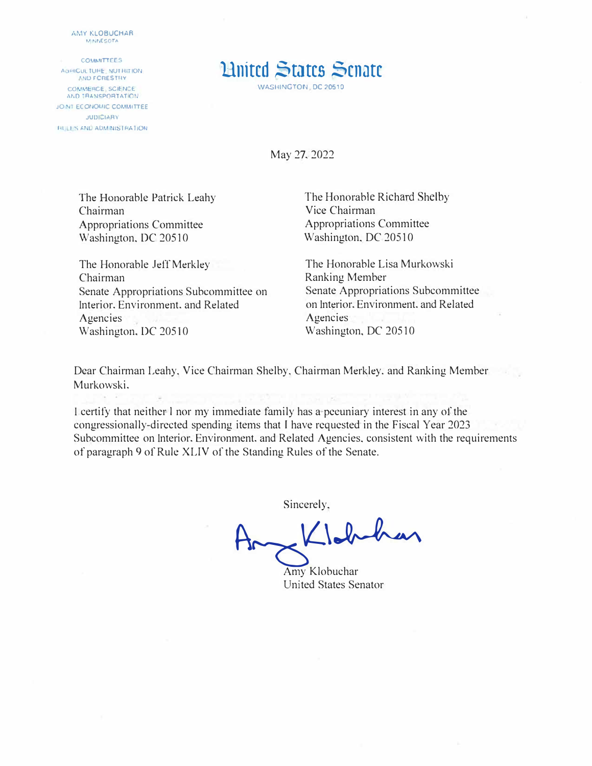AMY KLOBUCHAR
MINNESOTA

COMMITTEES
AGRICULTURE, NUTRITION AND FORESTRY
COMMERCE, SCIENCE AND TRANSPORTATION
JOINT ECONOMIC COMMITTEE
JUDICIARY
RULES AND ADMINISTRATION

# United States Senate

WASHINGTON, DC 20510

May 27, 2022

The Honorable Patrick Leahy
Chairman
Appropriations Committee
Washington, DC 20510

The Honorable Richard Shelby
Vice Chairman
Appropriations Committee
Washington, DC 20510

The Honorable Jeff Merkley
Chairman
Senate Appropriations Subcommittee on Interior, Environment, and Related Agencies
Washington, DC 20510

The Honorable Lisa Murkowski
Ranking Member
Senate Appropriations Subcommittee on Interior, Environment, and Related Agencies
Washington, DC 20510

Dear Chairman Leahy, Vice Chairman Shelby, Chairman Merkley, and Ranking Member Murkowski,

I certify that neither I nor my immediate family has a pecuniary interest in any of the congressionally-directed spending items that I have requested in the Fiscal Year 2023 Subcommittee on Interior, Environment, and Related Agencies, consistent with the requirements of paragraph 9 of Rule XLIV of the Standing Rules of the Senate.

Sincerely,

Amy Klobuchar
United States Senator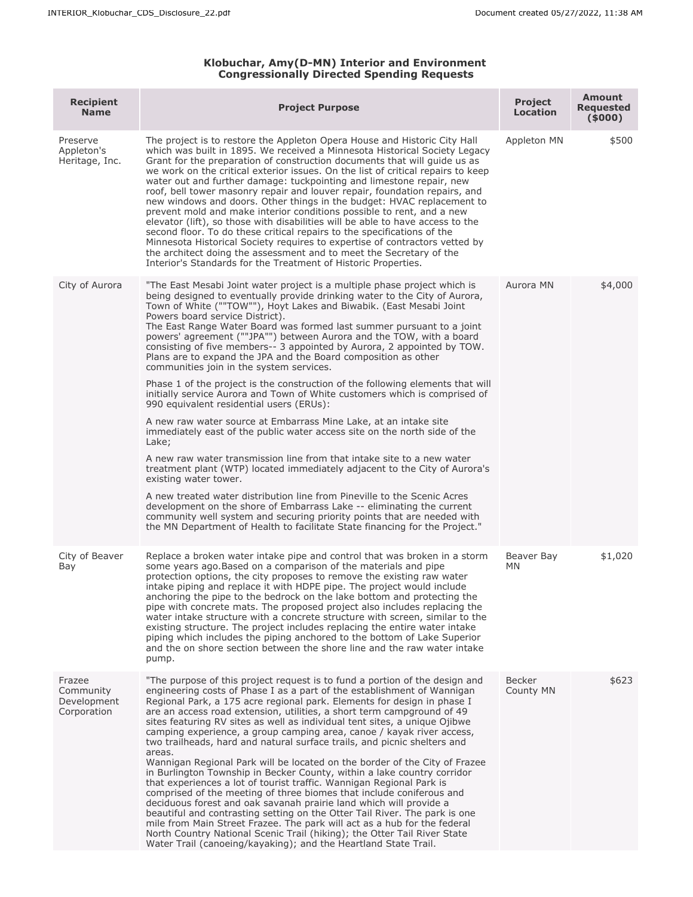**Klobuchar, Amy(D-MN) Interior and Environment Congressionally Directed Spending Requests**

| Recipient Name | Project Purpose | Project Location | Amount Requested ($000) |
| --- | --- | --- | --- |
| Preserve Appleton's Heritage, Inc. | The project is to restore the Appleton Opera House and Historic City Hall which was built in 1895. We received a Minnesota Historical Society Legacy Grant for the preparation of construction documents that will guide us as we work on the critical exterior issues. On the list of critical repairs to keep water out and further damage: tuckpointing and limestone repair, new roof, bell tower masonry repair and louver repair, foundation repairs, and new windows and doors. Other things in the budget: HVAC replacement to prevent mold and make interior conditions possible to rent, and a new elevator (lift), so those with disabilities will be able to have access to the second floor. To do these critical repairs to the specifications of the Minnesota Historical Society requires to expertise of contractors vetted by the architect doing the assessment and to meet the Secretary of the Interior's Standards for the Treatment of Historic Properties. | Appleton MN | $500 |
| City of Aurora | "The East Mesabi Joint water project is a multiple phase project which is being designed to eventually provide drinking water to the City of Aurora, Town of White (""TOW""), Hoyt Lakes and Biwabik. (East Mesabi Joint Powers board service District).<br>The East Range Water Board was formed last summer pursuant to a joint powers' agreement (""JPA"") between Aurora and the TOW, with a board consisting of five members-- 3 appointed by Aurora, 2 appointed by TOW. Plans are to expand the JPA and the Board composition as other communities join in the system services.<br><br>Phase 1 of the project is the construction of the following elements that will initially service Aurora and Town of White customers which is comprised of 990 equivalent residential users (ERUs):<br><br>A new raw water source at Embarrass Mine Lake, at an intake site immediately east of the public water access site on the north side of the Lake;<br><br>A new raw water transmission line from that intake site to a new water treatment plant (WTP) located immediately adjacent to the City of Aurora's existing water tower.<br><br>A new treated water distribution line from Pineville to the Scenic Acres development on the shore of Embarrass Lake -- eliminating the current community well system and securing priority points that are needed with the MN Department of Health to facilitate State financing for the Project." | Aurora MN | $4,000 |
| City of Beaver Bay | Replace a broken water intake pipe and control that was broken in a storm some years ago.Based on a comparison of the materials and pipe protection options, the city proposes to remove the existing raw water intake piping and replace it with HDPE pipe. The project would include anchoring the pipe to the bedrock on the lake bottom and protecting the pipe with concrete mats. The proposed project also includes replacing the water intake structure with a concrete structure with screen, similar to the existing structure. The project includes replacing the entire water intake piping which includes the piping anchored to the bottom of Lake Superior and the on shore section between the shore line and the raw water intake pump. | Beaver Bay MN | $1,020 |
| Frazee Community Development Corporation | "The purpose of this project request is to fund a portion of the design and engineering costs of Phase I as a part of the establishment of Wannigan Regional Park, a 175 acre regional park. Elements for design in phase I are an access road extension, utilities, a short term campground of 49 sites featuring RV sites as well as individual tent sites, a unique Ojibwe camping experience, a group camping area, canoe / kayak river access, two trailheads, hard and natural surface trails, and picnic shelters and areas.<br>Wannigan Regional Park will be located on the border of the City of Frazee in Burlington Township in Becker County, within a lake country corridor that experiences a lot of tourist traffic. Wannigan Regional Park is comprised of the meeting of three biomes that include coniferous and deciduous forest and oak savanah prairie land which will provide a beautiful and contrasting setting on the Otter Tail River. The park is one mile from Main Street Frazee. The park will act as a hub for the federal North Country National Scenic Trail (hiking); the Otter Tail River State Water Trail (canoeing/kayaking); and the Heartland State Trail. | Becker County MN | $623 |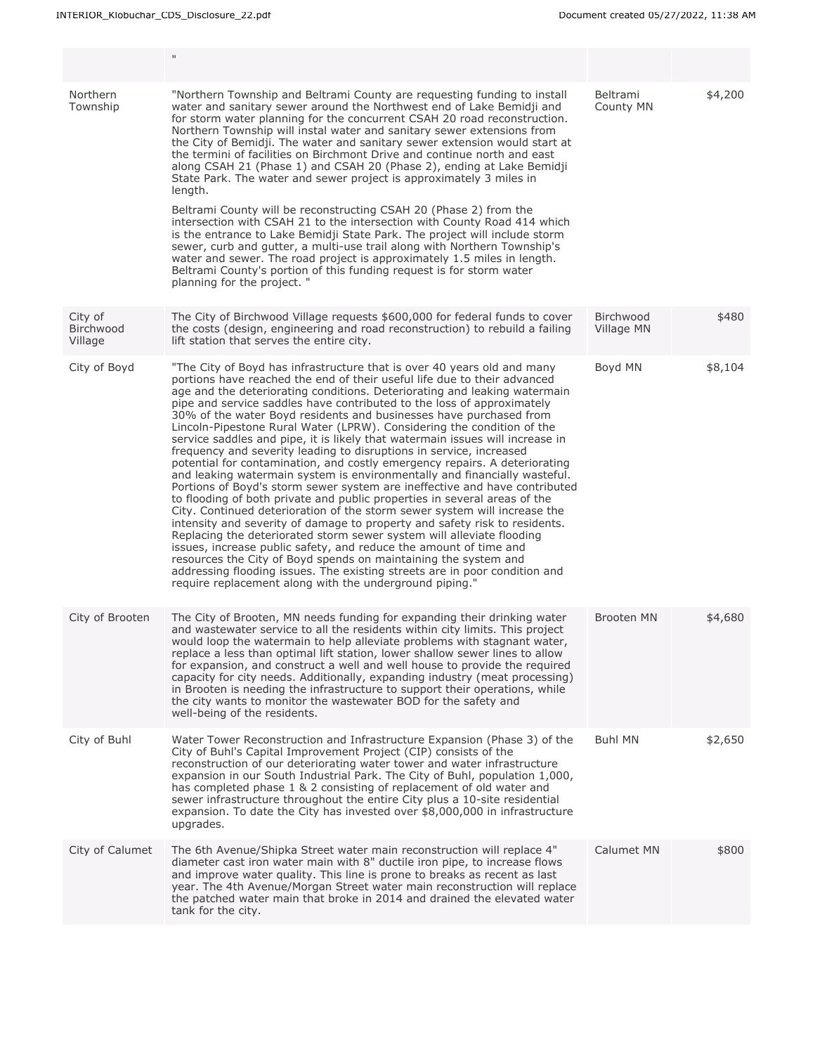| | | | |
|---|---|---|---|
| | " | | |
| Northern Township | "Northern Township and Beltrami County are requesting funding to install water and sanitary sewer around the Northwest end of Lake Bemidji and for storm water planning for the concurrent CSAH 20 road reconstruction. Northern Township will instal water and sanitary sewer extensions from the City of Bemidji. The water and sanitary sewer extension would start at the termini of facilities on Birchmont Drive and continue north and east along CSAH 21 (Phase 1) and CSAH 20 (Phase 2), ending at Lake Bemidji State Park. The water and sewer project is approximately 3 miles in length.<br><br>Beltrami County will be reconstructing CSAH 20 (Phase 2) from the intersection with CSAH 21 to the intersection with County Road 414 which is the entrance to Lake Bemidji State Park. The project will include storm sewer, curb and gutter, a multi-use trail along with Northern Township's water and sewer. The road project is approximately 1.5 miles in length. Beltrami County's portion of this funding request is for storm water planning for the project. " | Beltrami County MN | $4,200 |
| City of Birchwood Village | The City of Birchwood Village requests $600,000 for federal funds to cover the costs (design, engineering and road reconstruction) to rebuild a failing lift station that serves the entire city. | Birchwood Village MN | $480 |
| City of Boyd | "The City of Boyd has infrastructure that is over 40 years old and many portions have reached the end of their useful life due to their advanced age and the deteriorating conditions. Deteriorating and leaking watermain pipe and service saddles have contributed to the loss of approximately 30% of the water Boyd residents and businesses have purchased from Lincoln-Pipestone Rural Water (LPRW). Considering the condition of the service saddles and pipe, it is likely that watermain issues will increase in frequency and severity leading to disruptions in service, increased potential for contamination, and costly emergency repairs. A deteriorating and leaking watermain system is environmentally and financially wasteful. Portions of Boyd's storm sewer system are ineffective and have contributed to flooding of both private and public properties in several areas of the City. Continued deterioration of the storm sewer system will increase the intensity and severity of damage to property and safety risk to residents. Replacing the deteriorated storm sewer system will alleviate flooding issues, increase public safety, and reduce the amount of time and resources the City of Boyd spends on maintaining the system and addressing flooding issues. The existing streets are in poor condition and require replacement along with the underground piping." | Boyd MN | $8,104 |
| City of Brooten | The City of Brooten, MN needs funding for expanding their drinking water and wastewater service to all the residents within city limits. This project would loop the watermain to help alleviate problems with stagnant water, replace a less than optimal lift station, lower shallow sewer lines to allow for expansion, and construct a well and well house to provide the required capacity for city needs. Additionally, expanding industry (meat processing) in Brooten is needing the infrastructure to support their operations, while the city wants to monitor the wastewater BOD for the safety and well-being of the residents. | Brooten MN | $4,680 |
| City of Buhl | Water Tower Reconstruction and Infrastructure Expansion (Phase 3) of the City of Buhl's Capital Improvement Project (CIP) consists of the reconstruction of our deteriorating water tower and water infrastructure expansion in our South Industrial Park. The City of Buhl, population 1,000, has completed phase 1 & 2 consisting of replacement of old water and sewer infrastructure throughout the entire City plus a 10-site residential expansion. To date the City has invested over $8,000,000 in infrastructure upgrades. | Buhl MN | $2,650 |
| City of Calumet | The 6th Avenue/Shipka Street water main reconstruction will replace 4" diameter cast iron water main with 8" ductile iron pipe, to increase flows and improve water quality. This line is prone to breaks as recent as last year. The 4th Avenue/Morgan Street water main reconstruction will replace the patched water main that broke in 2014 and drained the elevated water tank for the city. | Calumet MN | $800 |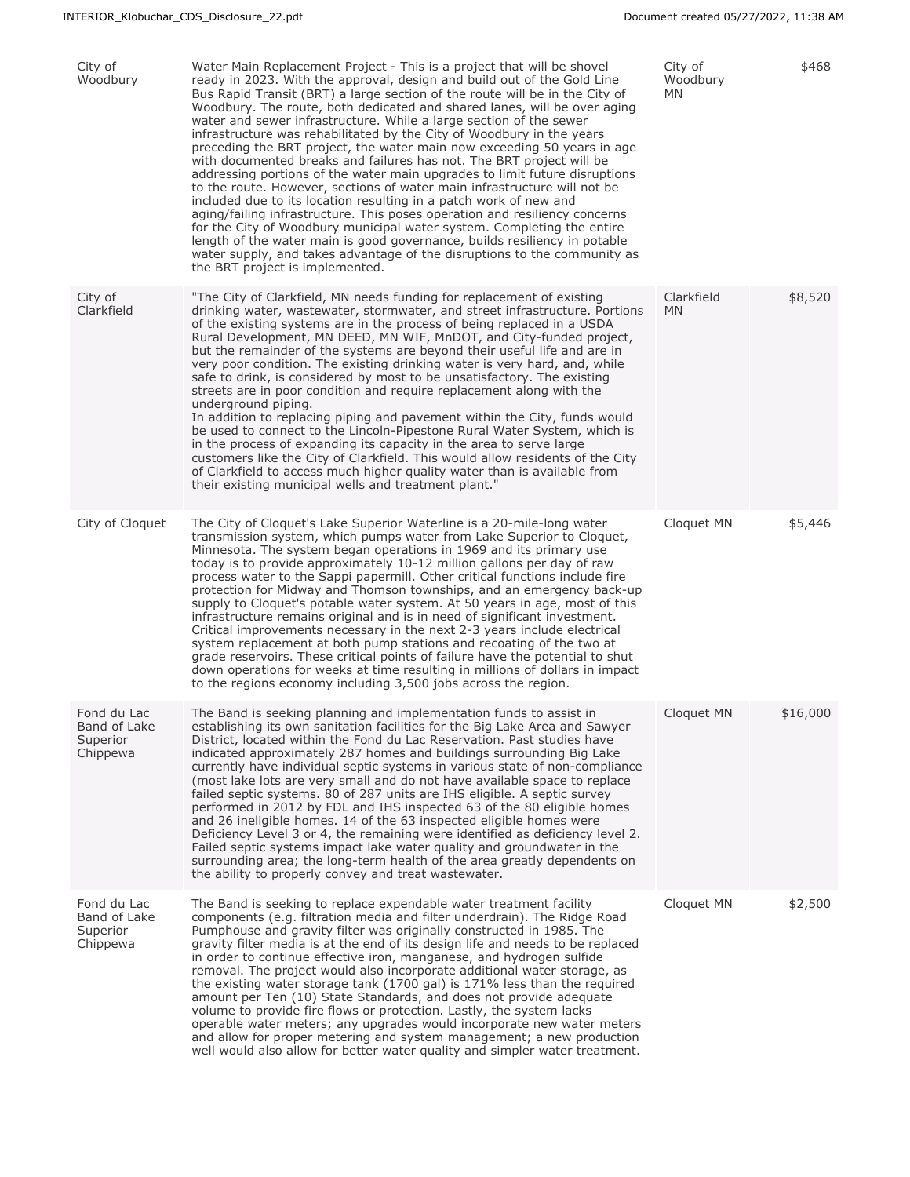| | | | |
|---|---|---|---|
| City of Woodbury | Water Main Replacement Project - This is a project that will be shovel ready in 2023. With the approval, design and build out of the Gold Line Bus Rapid Transit (BRT) a large section of the route will be in the City of Woodbury. The route, both dedicated and shared lanes, will be over aging water and sewer infrastructure. While a large section of the sewer infrastructure was rehabilitated by the City of Woodbury in the years preceding the BRT project, the water main now exceeding 50 years in age with documented breaks and failures has not. The BRT project will be addressing portions of the water main upgrades to limit future disruptions to the route. However, sections of water main infrastructure will not be included due to its location resulting in a patch work of new and aging/failing infrastructure. This poses operation and resiliency concerns for the City of Woodbury municipal water system. Completing the entire length of the water main is good governance, builds resiliency in potable water supply, and takes advantage of the disruptions to the community as the BRT project is implemented. | City of Woodbury MN | $468 |
| City of Clarkfield | "The City of Clarkfield, MN needs funding for replacement of existing drinking water, wastewater, stormwater, and street infrastructure. Portions of the existing systems are in the process of being replaced in a USDA Rural Development, MN DEED, MN WIF, MnDOT, and City-funded project, but the remainder of the systems are beyond their useful life and are in very poor condition. The existing drinking water is very hard, and, while safe to drink, is considered by most to be unsatisfactory. The existing streets are in poor condition and require replacement along with the underground piping.<br>In addition to replacing piping and pavement within the City, funds would be used to connect to the Lincoln-Pipestone Rural Water System, which is in the process of expanding its capacity in the area to serve large customers like the City of Clarkfield. This would allow residents of the City of Clarkfield to access much higher quality water than is available from their existing municipal wells and treatment plant." | Clarkfield MN | $8,520 |
| City of Cloquet | The City of Cloquet's Lake Superior Waterline is a 20-mile-long water transmission system, which pumps water from Lake Superior to Cloquet, Minnesota. The system began operations in 1969 and its primary use today is to provide approximately 10-12 million gallons per day of raw process water to the Sappi papermill. Other critical functions include fire protection for Midway and Thomson townships, and an emergency back-up supply to Cloquet's potable water system. At 50 years in age, most of this infrastructure remains original and is in need of significant investment. Critical improvements necessary in the next 2-3 years include electrical system replacement at both pump stations and recoating of the two at grade reservoirs. These critical points of failure have the potential to shut down operations for weeks at time resulting in millions of dollars in impact to the regions economy including 3,500 jobs across the region. | Cloquet MN | $5,446 |
| Fond du Lac Band of Lake Superior Chippewa | The Band is seeking planning and implementation funds to assist in establishing its own sanitation facilities for the Big Lake Area and Sawyer District, located within the Fond du Lac Reservation. Past studies have indicated approximately 287 homes and buildings surrounding Big Lake currently have individual septic systems in various state of non-compliance (most lake lots are very small and do not have available space to replace failed septic systems. 80 of 287 units are IHS eligible. A septic survey performed in 2012 by FDL and IHS inspected 63 of the 80 eligible homes and 26 ineligible homes. 14 of the 63 inspected eligible homes were Deficiency Level 3 or 4, the remaining were identified as deficiency level 2. Failed septic systems impact lake water quality and groundwater in the surrounding area; the long-term health of the area greatly dependents on the ability to properly convey and treat wastewater. | Cloquet MN | $16,000 |
| Fond du Lac Band of Lake Superior Chippewa | The Band is seeking to replace expendable water treatment facility components (e.g. filtration media and filter underdrain). The Ridge Road Pumphouse and gravity filter was originally constructed in 1985. The gravity filter media is at the end of its design life and needs to be replaced in order to continue effective iron, manganese, and hydrogen sulfide removal. The project would also incorporate additional water storage, as the existing water storage tank (1700 gal) is 171% less than the required amount per Ten (10) State Standards, and does not provide adequate volume to provide fire flows or protection. Lastly, the system lacks operable water meters; any upgrades would incorporate new water meters and allow for proper metering and system management; a new production well would also allow for better water quality and simpler water treatment. | Cloquet MN | $2,500 |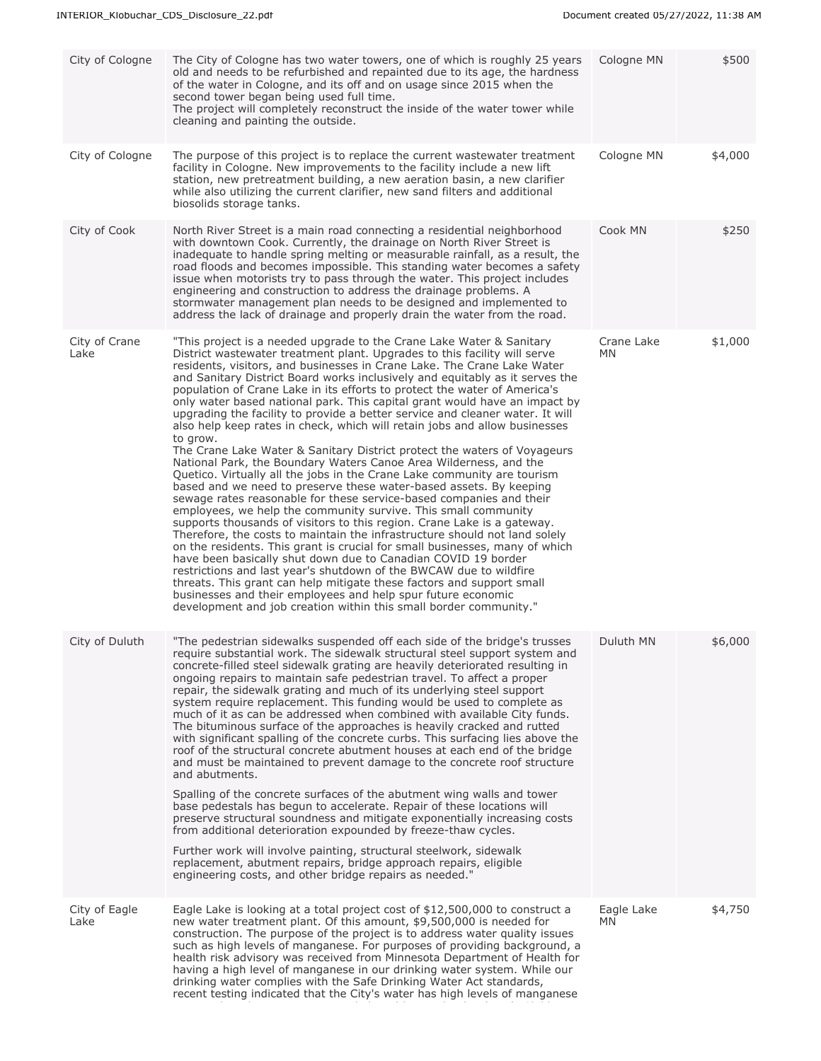| City of Cologne | The City of Cologne has two water towers, one of which is roughly 25 years old and needs to be refurbished and repainted due to its age, the hardness of the water in Cologne, and its off and on usage since 2015 when the second tower began being used full time.<br>The project will completely reconstruct the inside of the water tower while cleaning and painting the outside. | Cologne MN | $500 |
|---|---|---|---|
| City of Cologne | The purpose of this project is to replace the current wastewater treatment facility in Cologne. New improvements to the facility include a new lift station, new pretreatment building, a new aeration basin, a new clarifier while also utilizing the current clarifier, new sand filters and additional biosolids storage tanks. | Cologne MN | $4,000 |
| City of Cook | North River Street is a main road connecting a residential neighborhood with downtown Cook. Currently, the drainage on North River Street is inadequate to handle spring melting or measurable rainfall, as a result, the road floods and becomes impossible. This standing water becomes a safety issue when motorists try to pass through the water. This project includes engineering and construction to address the drainage problems. A stormwater management plan needs to be designed and implemented to address the lack of drainage and properly drain the water from the road. | Cook MN | $250 |
| City of Crane Lake | "This project is a needed upgrade to the Crane Lake Water & Sanitary District wastewater treatment plant. Upgrades to this facility will serve residents, visitors, and businesses in Crane Lake. The Crane Lake Water and Sanitary District Board works inclusively and equitably as it serves the population of Crane Lake in its efforts to protect the water of America's only water based national park. This capital grant would have an impact by upgrading the facility to provide a better service and cleaner water. It will also help keep rates in check, which will retain jobs and allow businesses to grow.<br>The Crane Lake Water & Sanitary District protect the waters of Voyageurs National Park, the Boundary Waters Canoe Area Wilderness, and the Quetico. Virtually all the jobs in the Crane Lake community are tourism based and we need to preserve these water-based assets. By keeping sewage rates reasonable for these service-based companies and their employees, we help the community survive. This small community supports thousands of visitors to this region. Crane Lake is a gateway. Therefore, the costs to maintain the infrastructure should not land solely on the residents. This grant is crucial for small businesses, many of which have been basically shut down due to Canadian COVID 19 border restrictions and last year's shutdown of the BWCAW due to wildfire threats. This grant can help mitigate these factors and support small businesses and their employees and help spur future economic development and job creation within this small border community." | Crane Lake MN | $1,000 |
| City of Duluth | "The pedestrian sidewalks suspended off each side of the bridge's trusses require substantial work. The sidewalk structural steel support system and concrete-filled steel sidewalk grating are heavily deteriorated resulting in ongoing repairs to maintain safe pedestrian travel. To affect a proper repair, the sidewalk grating and much of its underlying steel support system require replacement. This funding would be used to complete as much of it as can be addressed when combined with available City funds. The bituminous surface of the approaches is heavily cracked and rutted with significant spalling of the concrete curbs. This surfacing lies above the roof of the structural concrete abutment houses at each end of the bridge and must be maintained to prevent damage to the concrete roof structure and abutments.<br><br>Spalling of the concrete surfaces of the abutment wing walls and tower base pedestals has begun to accelerate. Repair of these locations will preserve structural soundness and mitigate exponentially increasing costs from additional deterioration expounded by freeze-thaw cycles.<br><br>Further work will involve painting, structural steelwork, sidewalk replacement, abutment repairs, bridge approach repairs, eligible engineering costs, and other bridge repairs as needed." | Duluth MN | $6,000 |
| City of Eagle Lake | Eagle Lake is looking at a total project cost of $12,500,000 to construct a new water treatment plant. Of this amount, $9,500,000 is needed for construction. The purpose of the project is to address water quality issues such as high levels of manganese. For purposes of providing background, a health risk advisory was received from Minnesota Department of Health for having a high level of manganese in our drinking water system. While our drinking water complies with the Safe Drinking Water Act standards, recent testing indicated that the City's water has high levels of manganese | Eagle Lake MN | $4,750 |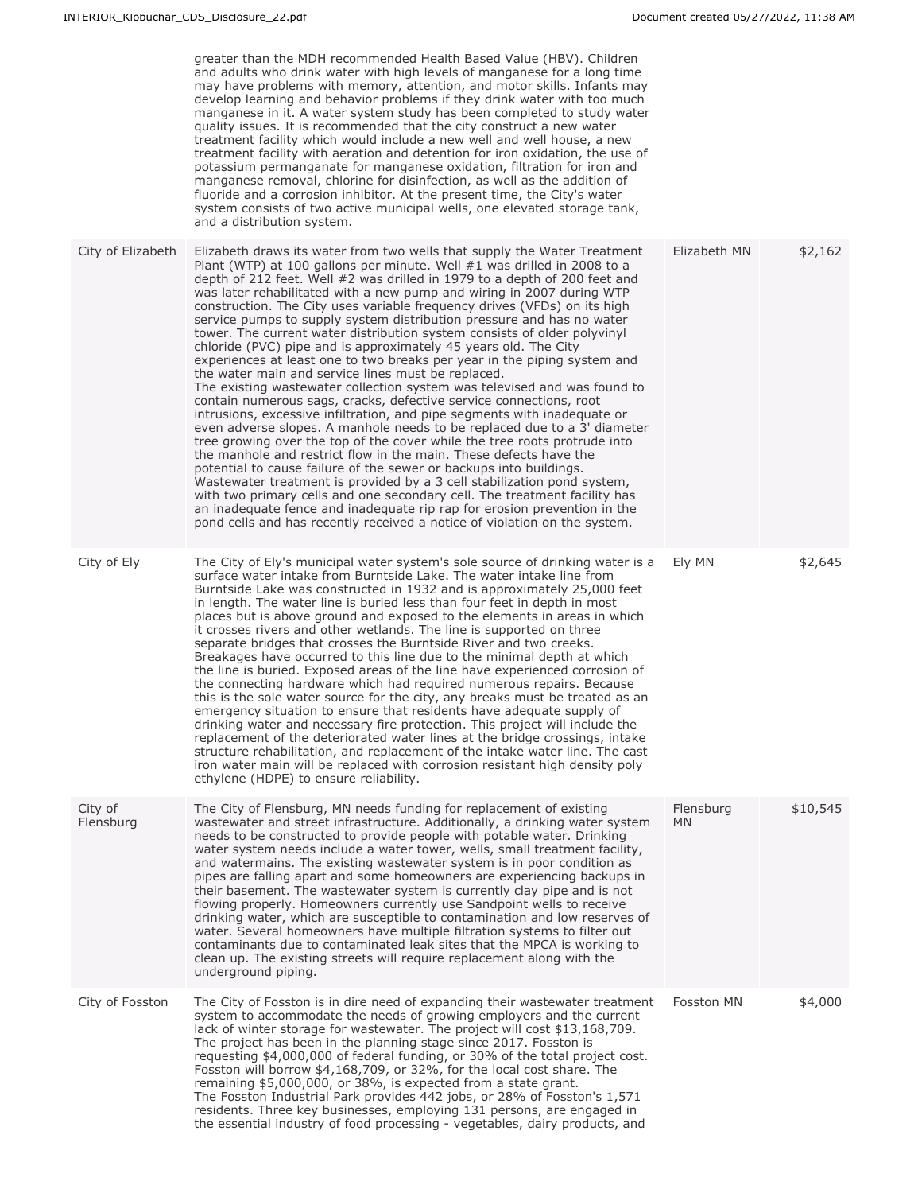| | | | |
|---|---|---|---|
| | greater than the MDH recommended Health Based Value (HBV). Children and adults who drink water with high levels of manganese for a long time may have problems with memory, attention, and motor skills. Infants may develop learning and behavior problems if they drink water with too much manganese in it. A water system study has been completed to study water quality issues. It is recommended that the city construct a new water treatment facility which would include a new well and well house, a new treatment facility with aeration and detention for iron oxidation, the use of potassium permanganate for manganese oxidation, filtration for iron and manganese removal, chlorine for disinfection, as well as the addition of fluoride and a corrosion inhibitor. At the present time, the City's water system consists of two active municipal wells, one elevated storage tank, and a distribution system. | | |
| City of Elizabeth | Elizabeth draws its water from two wells that supply the Water Treatment Plant (WTP) at 100 gallons per minute. Well #1 was drilled in 2008 to a depth of 212 feet. Well #2 was drilled in 1979 to a depth of 200 feet and was later rehabilitated with a new pump and wiring in 2007 during WTP construction. The City uses variable frequency drives (VFDs) on its high service pumps to supply system distribution pressure and has no water tower. The current water distribution system consists of older polyvinyl chloride (PVC) pipe and is approximately 45 years old. The City experiences at least one to two breaks per year in the piping system and the water main and service lines must be replaced.<br>The existing wastewater collection system was televised and was found to contain numerous sags, cracks, defective service connections, root intrusions, excessive infiltration, and pipe segments with inadequate or even adverse slopes. A manhole needs to be replaced due to a 3' diameter tree growing over the top of the cover while the tree roots protrude into the manhole and restrict flow in the main. These defects have the potential to cause failure of the sewer or backups into buildings.<br>Wastewater treatment is provided by a 3 cell stabilization pond system, with two primary cells and one secondary cell. The treatment facility has an inadequate fence and inadequate rip rap for erosion prevention in the pond cells and has recently received a notice of violation on the system. | Elizabeth MN | $2,162 |
| City of Ely | The City of Ely's municipal water system's sole source of drinking water is a surface water intake from Burntside Lake. The water intake line from Burntside Lake was constructed in 1932 and is approximately 25,000 feet in length. The water line is buried less than four feet in depth in most places but is above ground and exposed to the elements in areas in which it crosses rivers and other wetlands. The line is supported on three separate bridges that crosses the Burntside River and two creeks. Breakages have occurred to this line due to the minimal depth at which the line is buried. Exposed areas of the line have experienced corrosion of the connecting hardware which had required numerous repairs. Because this is the sole water source for the city, any breaks must be treated as an emergency situation to ensure that residents have adequate supply of drinking water and necessary fire protection. This project will include the replacement of the deteriorated water lines at the bridge crossings, intake structure rehabilitation, and replacement of the intake water line. The cast iron water main will be replaced with corrosion resistant high density poly ethylene (HDPE) to ensure reliability. | Ely MN | $2,645 |
| City of Flensburg | The City of Flensburg, MN needs funding for replacement of existing wastewater and street infrastructure. Additionally, a drinking water system needs to be constructed to provide people with potable water. Drinking water system needs include a water tower, wells, small treatment facility, and watermains. The existing wastewater system is in poor condition as pipes are falling apart and some homeowners are experiencing backups in their basement. The wastewater system is currently clay pipe and is not flowing properly. Homeowners currently use Sandpoint wells to receive drinking water, which are susceptible to contamination and low reserves of water. Several homeowners have multiple filtration systems to filter out contaminants due to contaminated leak sites that the MPCA is working to clean up. The existing streets will require replacement along with the underground piping. | Flensburg MN | $10,545 |
| City of Fosston | The City of Fosston is in dire need of expanding their wastewater treatment system to accommodate the needs of growing employers and the current lack of winter storage for wastewater. The project will cost $13,168,709. The project has been in the planning stage since 2017. Fosston is requesting $4,000,000 of federal funding, or 30% of the total project cost. Fosston will borrow $4,168,709, or 32%, for the local cost share. The remaining $5,000,000, or 38%, is expected from a state grant.<br>The Fosston Industrial Park provides 442 jobs, or 28% of Fosston's 1,571 residents. Three key businesses, employing 131 persons, are engaged in the essential industry of food processing - vegetables, dairy products, and | Fosston MN | $4,000 |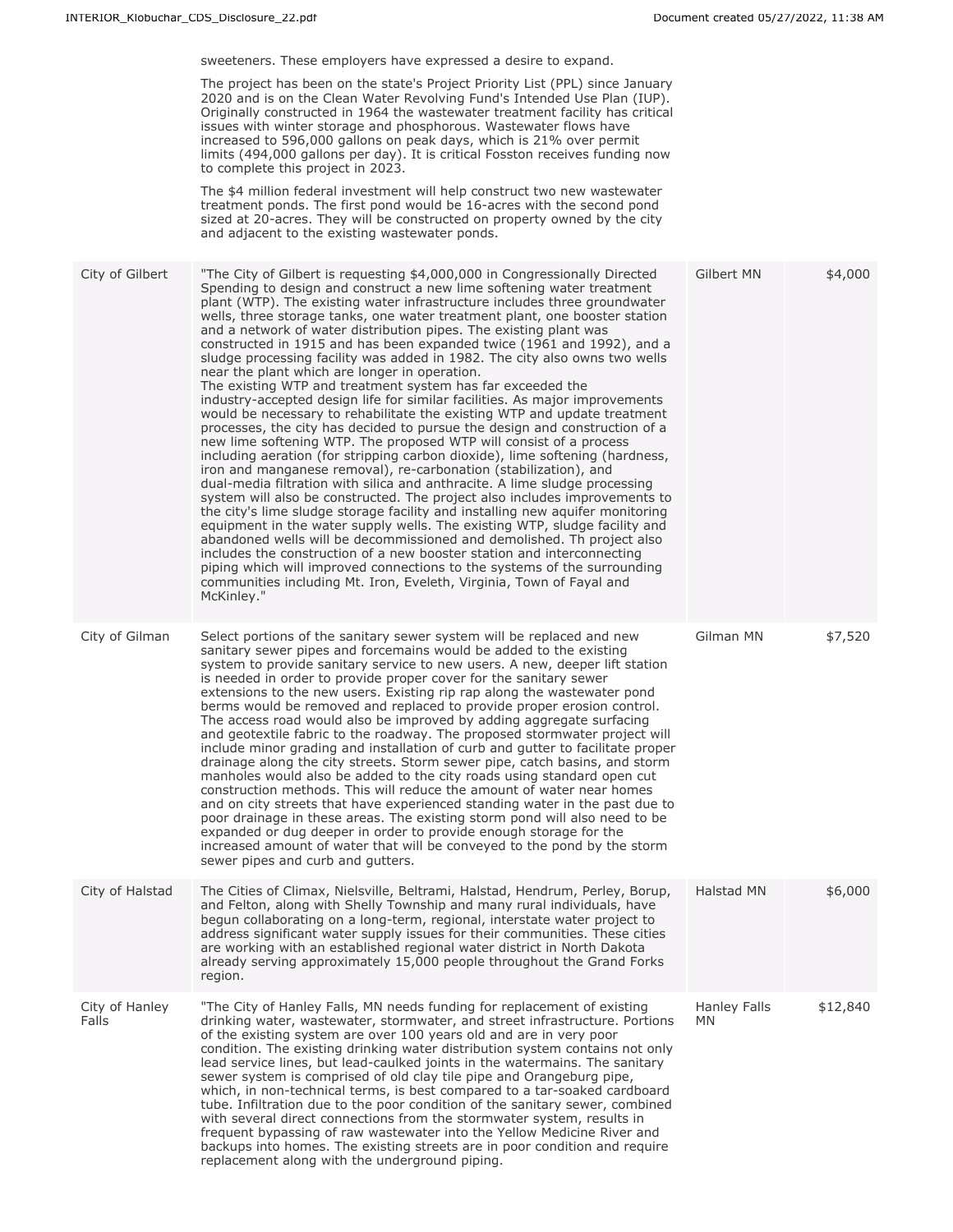| | | | |
|---|---|---|---|
| | sweeteners. These employers have expressed a desire to expand.<br><br>The project has been on the state's Project Priority List (PPL) since January 2020 and is on the Clean Water Revolving Fund's Intended Use Plan (IUP). Originally constructed in 1964 the wastewater treatment facility has critical issues with winter storage and phosphorous. Wastewater flows have increased to 596,000 gallons on peak days, which is 21% over permit limits (494,000 gallons per day). It is critical Fosston receives funding now to complete this project in 2023.<br><br>The $4 million federal investment will help construct two new wastewater treatment ponds. The first pond would be 16-acres with the second pond sized at 20-acres. They will be constructed on property owned by the city and adjacent to the existing wastewater ponds. | | |
| City of Gilbert | "The City of Gilbert is requesting $4,000,000 in Congressionally Directed Spending to design and construct a new lime softening water treatment plant (WTP). The existing water infrastructure includes three groundwater wells, three storage tanks, one water treatment plant, one booster station and a network of water distribution pipes. The existing plant was constructed in 1915 and has been expanded twice (1961 and 1992), and a sludge processing facility was added in 1982. The city also owns two wells near the plant which are longer in operation.<br>The existing WTP and treatment system has far exceeded the industry-accepted design life for similar facilities. As major improvements would be necessary to rehabilitate the existing WTP and update treatment processes, the city has decided to pursue the design and construction of a new lime softening WTP. The proposed WTP will consist of a process including aeration (for stripping carbon dioxide), lime softening (hardness, iron and manganese removal), re-carbonation (stabilization), and dual-media filtration with silica and anthracite. A lime sludge processing system will also be constructed. The project also includes improvements to the city's lime sludge storage facility and installing new aquifer monitoring equipment in the water supply wells. The existing WTP, sludge facility and abandoned wells will be decommissioned and demolished. Th project also includes the construction of a new booster station and interconnecting piping which will improved connections to the systems of the surrounding communities including Mt. Iron, Eveleth, Virginia, Town of Fayal and McKinley." | Gilbert MN | $4,000 |
| City of Gilman | Select portions of the sanitary sewer system will be replaced and new sanitary sewer pipes and forcemains would be added to the existing system to provide sanitary service to new users. A new, deeper lift station is needed in order to provide proper cover for the sanitary sewer extensions to the new users. Existing rip rap along the wastewater pond berms would be removed and replaced to provide proper erosion control. The access road would also be improved by adding aggregate surfacing and geotextile fabric to the roadway. The proposed stormwater project will include minor grading and installation of curb and gutter to facilitate proper drainage along the city streets. Storm sewer pipe, catch basins, and storm manholes would also be added to the city roads using standard open cut construction methods. This will reduce the amount of water near homes and on city streets that have experienced standing water in the past due to poor drainage in these areas. The existing storm pond will also need to be expanded or dug deeper in order to provide enough storage for the increased amount of water that will be conveyed to the pond by the storm sewer pipes and curb and gutters. | Gilman MN | $7,520 |
| City of Halstad | The Cities of Climax, Nielsville, Beltrami, Halstad, Hendrum, Perley, Borup, and Felton, along with Shelly Township and many rural individuals, have begun collaborating on a long-term, regional, interstate water project to address significant water supply issues for their communities. These cities are working with an established regional water district in North Dakota already serving approximately 15,000 people throughout the Grand Forks region. | Halstad MN | $6,000 |
| City of Hanley Falls | "The City of Hanley Falls, MN needs funding for replacement of existing drinking water, wastewater, stormwater, and street infrastructure. Portions of the existing system are over 100 years old and are in very poor condition. The existing drinking water distribution system contains not only lead service lines, but lead-caulked joints in the watermains. The sanitary sewer system is comprised of old clay tile pipe and Orangeburg pipe, which, in non-technical terms, is best compared to a tar-soaked cardboard tube. Infiltration due to the poor condition of the sanitary sewer, combined with several direct connections from the stormwater system, results in frequent bypassing of raw wastewater into the Yellow Medicine River and backups into homes. The existing streets are in poor condition and require replacement along with the underground piping. | Hanley Falls MN | $12,840 |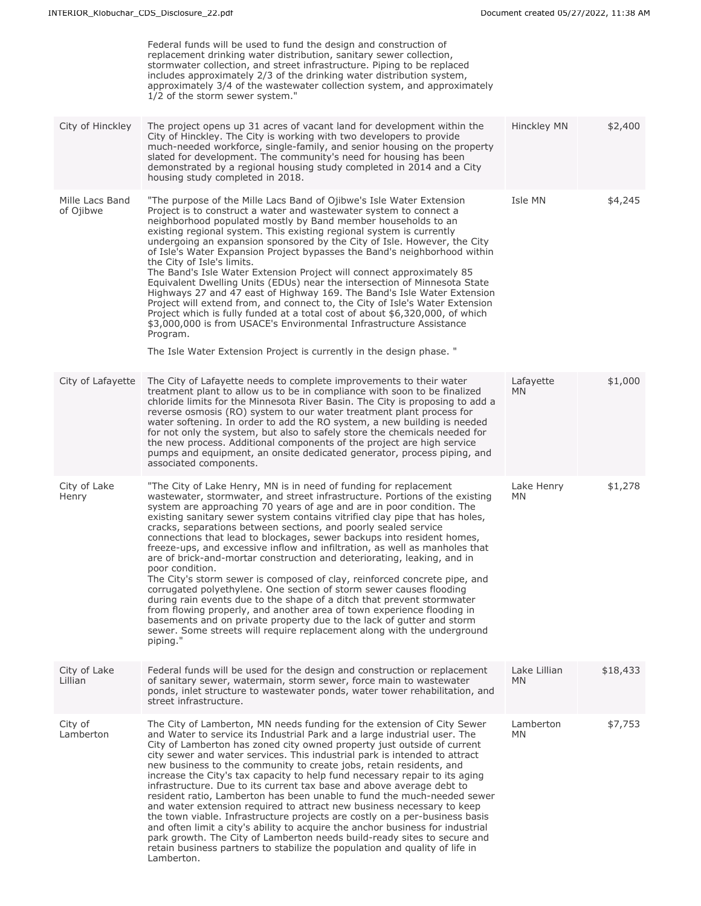| | | | |
|---|---|---|---|
| | Federal funds will be used to fund the design and construction of replacement drinking water distribution, sanitary sewer collection, stormwater collection, and street infrastructure. Piping to be replaced includes approximately 2/3 of the drinking water distribution system, approximately 3/4 of the wastewater collection system, and approximately 1/2 of the storm sewer system." | | |
| City of Hinckley | The project opens up 31 acres of vacant land for development within the City of Hinckley. The City is working with two developers to provide much-needed workforce, single-family, and senior housing on the property slated for development. The community's need for housing has been demonstrated by a regional housing study completed in 2014 and a City housing study completed in 2018. | Hinckley MN | $2,400 |
| Mille Lacs Band of Ojibwe | "The purpose of the Mille Lacs Band of Ojibwe's Isle Water Extension Project is to construct a water and wastewater system to connect a neighborhood populated mostly by Band member households to an existing regional system. This existing regional system is currently undergoing an expansion sponsored by the City of Isle. However, the City of Isle's Water Expansion Project bypasses the Band's neighborhood within the City of Isle's limits.<br>The Band's Isle Water Extension Project will connect approximately 85 Equivalent Dwelling Units (EDUs) near the intersection of Minnesota State Highways 27 and 47 east of Highway 169. The Band's Isle Water Extension Project will extend from, and connect to, the City of Isle's Water Extension Project which is fully funded at a total cost of about $6,320,000, of which $3,000,000 is from USACE's Environmental Infrastructure Assistance Program.<br>The Isle Water Extension Project is currently in the design phase. " | Isle MN | $4,245 |
| City of Lafayette | The City of Lafayette needs to complete improvements to their water treatment plant to allow us to be in compliance with soon to be finalized chloride limits for the Minnesota River Basin. The City is proposing to add a reverse osmosis (RO) system to our water treatment plant process for water softening. In order to add the RO system, a new building is needed for not only the system, but also to safely store the chemicals needed for the new process. Additional components of the project are high service pumps and equipment, an onsite dedicated generator, process piping, and associated components. | Lafayette MN | $1,000 |
| City of Lake Henry | "The City of Lake Henry, MN is in need of funding for replacement wastewater, stormwater, and street infrastructure. Portions of the existing system are approaching 70 years of age and are in poor condition. The existing sanitary sewer system contains vitrified clay pipe that has holes, cracks, separations between sections, and poorly sealed service connections that lead to blockages, sewer backups into resident homes, freeze-ups, and excessive inflow and infiltration, as well as manholes that are of brick-and-mortar construction and deteriorating, leaking, and in poor condition.<br>The City's storm sewer is composed of clay, reinforced concrete pipe, and corrugated polyethylene. One section of storm sewer causes flooding during rain events due to the shape of a ditch that prevent stormwater from flowing properly, and another area of town experience flooding in basements and on private property due to the lack of gutter and storm sewer. Some streets will require replacement along with the underground piping." | Lake Henry MN | $1,278 |
| City of Lake Lillian | Federal funds will be used for the design and construction or replacement of sanitary sewer, watermain, storm sewer, force main to wastewater ponds, inlet structure to wastewater ponds, water tower rehabilitation, and street infrastructure. | Lake Lillian MN | $18,433 |
| City of Lamberton | The City of Lamberton, MN needs funding for the extension of City Sewer and Water to service its Industrial Park and a large industrial user. The City of Lamberton has zoned city owned property just outside of current city sewer and water services. This industrial park is intended to attract new business to the community to create jobs, retain residents, and increase the City's tax capacity to help fund necessary repair to its aging infrastructure. Due to its current tax base and above average debt to resident ratio, Lamberton has been unable to fund the much-needed sewer and water extension required to attract new business necessary to keep the town viable. Infrastructure projects are costly on a per-business basis and often limit a city's ability to acquire the anchor business for industrial park growth. The City of Lamberton needs build-ready sites to secure and retain business partners to stabilize the population and quality of life in Lamberton. | Lamberton MN | $7,753 |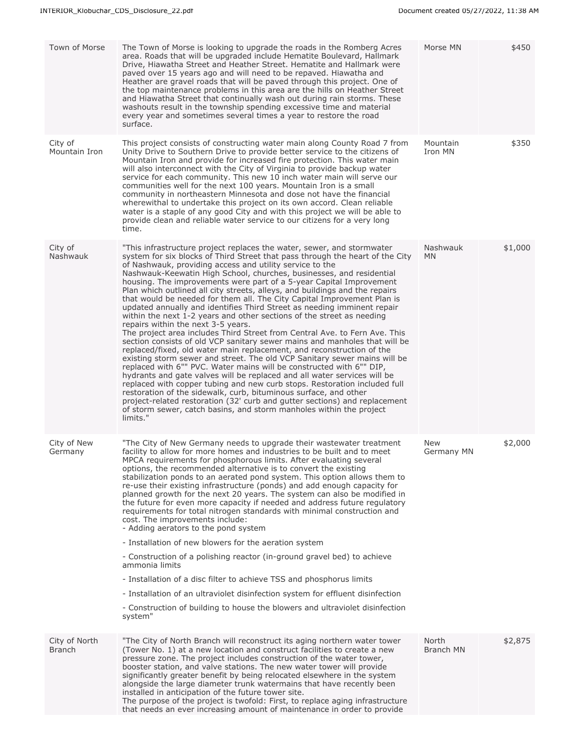| | | | |
|---|---|---|---|
| Town of Morse | The Town of Morse is looking to upgrade the roads in the Romberg Acres area. Roads that will be upgraded include Hematite Boulevard, Hallmark Drive, Hiawatha Street and Heather Street. Hematite and Hallmark were paved over 15 years ago and will need to be repaved. Hiawatha and Heather are gravel roads that will be paved through this project. One of the top maintenance problems in this area are the hills on Heather Street and Hiawatha Street that continually wash out during rain storms. These washouts result in the township spending excessive time and material every year and sometimes several times a year to restore the road surface. | Morse MN | $450 |
| City of Mountain Iron | This project consists of constructing water main along County Road 7 from Unity Drive to Southern Drive to provide better service to the citizens of Mountain Iron and provide for increased fire protection. This water main will also interconnect with the City of Virginia to provide backup water service for each community. This new 10 inch water main will serve our communities well for the next 100 years. Mountain Iron is a small community in northeastern Minnesota and dose not have the financial wherewithal to undertake this project on its own accord. Clean reliable water is a staple of any good City and with this project we will be able to provide clean and reliable water service to our citizens for a very long time. | Mountain Iron MN | $350 |
| City of Nashwauk | "This infrastructure project replaces the water, sewer, and stormwater system for six blocks of Third Street that pass through the heart of the City of Nashwauk, providing access and utility service to the Nashwauk-Keewatin High School, churches, businesses, and residential housing. The improvements were part of a 5-year Capital Improvement Plan which outlined all city streets, alleys, and buildings and the repairs that would be needed for them all. The City Capital Improvement Plan is updated annually and identifies Third Street as needing imminent repair within the next 1-2 years and other sections of the street as needing repairs within the next 3-5 years.<br>The project area includes Third Street from Central Ave. to Fern Ave. This section consists of old VCP sanitary sewer mains and manholes that will be replaced/fixed, old water main replacement, and reconstruction of the existing storm sewer and street. The old VCP Sanitary sewer mains will be replaced with 6"" PVC. Water mains will be constructed with 6"" DIP, hydrants and gate valves will be replaced and all water services will be replaced with copper tubing and new curb stops. Restoration included full restoration of the sidewalk, curb, bituminous surface, and other project-related restoration (32' curb and gutter sections) and replacement of storm sewer, catch basins, and storm manholes within the project limits." | Nashwauk MN | $1,000 |
| City of New Germany | "The City of New Germany needs to upgrade their wastewater treatment facility to allow for more homes and industries to be built and to meet MPCA requirements for phosphorous limits. After evaluating several options, the recommended alternative is to convert the existing stabilization ponds to an aerated pond system. This option allows them to re-use their existing infrastructure (ponds) and add enough capacity for planned growth for the next 20 years. The system can also be modified in the future for even more capacity if needed and address future regulatory requirements for total nitrogen standards with minimal construction and cost. The improvements include:<br>- Adding aerators to the pond system<br>- Installation of new blowers for the aeration system<br>- Construction of a polishing reactor (in-ground gravel bed) to achieve ammonia limits<br>- Installation of a disc filter to achieve TSS and phosphorus limits<br>- Installation of an ultraviolet disinfection system for effluent disinfection<br>- Construction of building to house the blowers and ultraviolet disinfection system" | New Germany MN | $2,000 |
| City of North Branch | "The City of North Branch will reconstruct its aging northern water tower (Tower No. 1) at a new location and construct facilities to create a new pressure zone. The project includes construction of the water tower, booster station, and valve stations. The new water tower will provide significantly greater benefit by being relocated elsewhere in the system alongside the large diameter trunk watermains that have recently been installed in anticipation of the future tower site.<br>The purpose of the project is twofold: First, to replace aging infrastructure that needs an ever increasing amount of maintenance in order to provide | North Branch MN | $2,875 |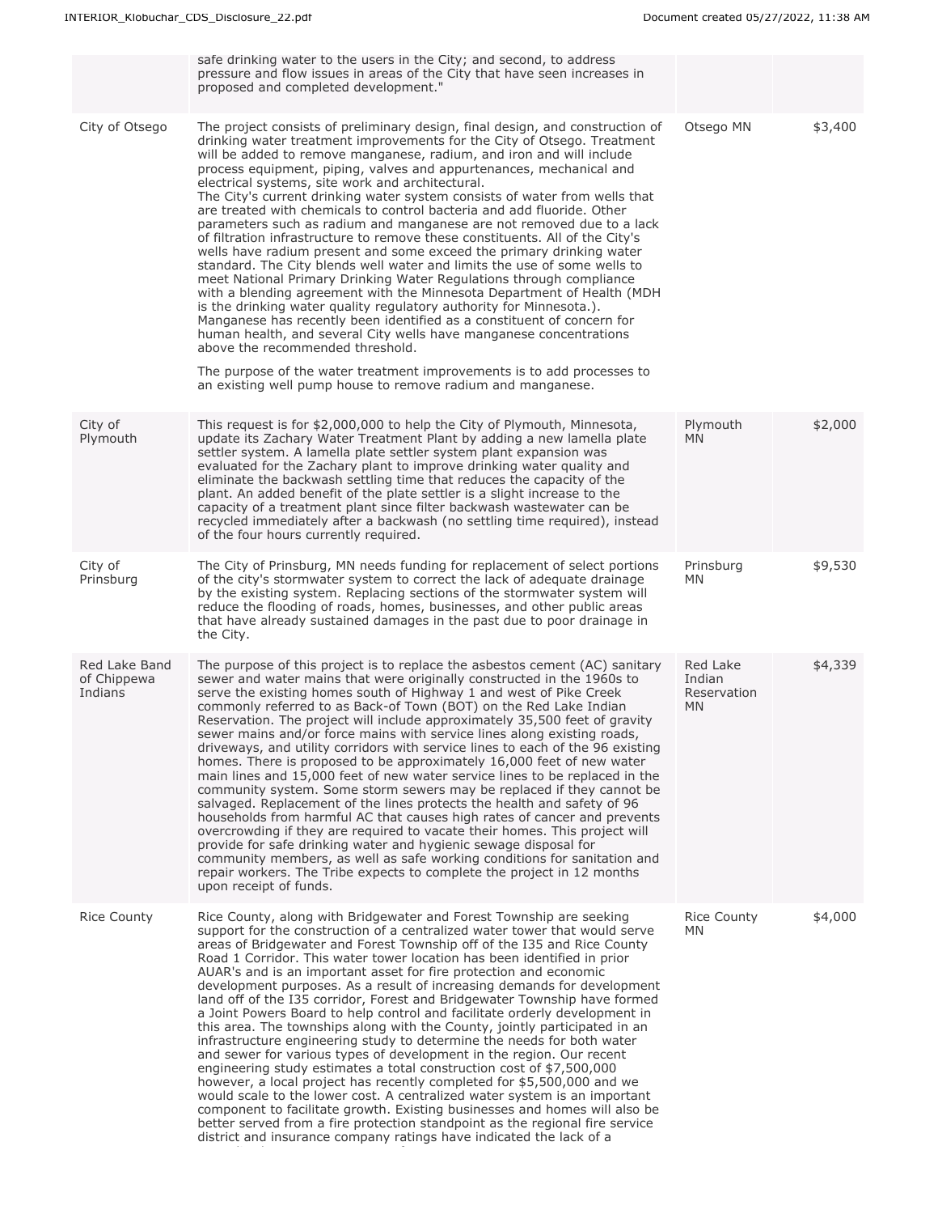| | | | |
|---|---|---|---|
| | safe drinking water to the users in the City; and second, to address pressure and flow issues in areas of the City that have seen increases in proposed and completed development." | | |
| City of Otsego | The project consists of preliminary design, final design, and construction of drinking water treatment improvements for the City of Otsego. Treatment will be added to remove manganese, radium, and iron and will include process equipment, piping, valves and appurtenances, mechanical and electrical systems, site work and architectural.<br>The City's current drinking water system consists of water from wells that are treated with chemicals to control bacteria and add fluoride. Other parameters such as radium and manganese are not removed due to a lack of filtration infrastructure to remove these constituents. All of the City's wells have radium present and some exceed the primary drinking water standard. The City blends well water and limits the use of some wells to meet National Primary Drinking Water Regulations through compliance with a blending agreement with the Minnesota Department of Health (MDH is the drinking water quality regulatory authority for Minnesota.). Manganese has recently been identified as a constituent of concern for human health, and several City wells have manganese concentrations above the recommended threshold.<br><br>The purpose of the water treatment improvements is to add processes to an existing well pump house to remove radium and manganese. | Otsego MN | $3,400 |
| City of Plymouth | This request is for $2,000,000 to help the City of Plymouth, Minnesota, update its Zachary Water Treatment Plant by adding a new lamella plate settler system. A lamella plate settler system plant expansion was evaluated for the Zachary plant to improve drinking water quality and eliminate the backwash settling time that reduces the capacity of the plant. An added benefit of the plate settler is a slight increase to the capacity of a treatment plant since filter backwash wastewater can be recycled immediately after a backwash (no settling time required), instead of the four hours currently required. | Plymouth MN | $2,000 |
| City of Prinsburg | The City of Prinsburg, MN needs funding for replacement of select portions of the city's stormwater system to correct the lack of adequate drainage by the existing system. Replacing sections of the stormwater system will reduce the flooding of roads, homes, businesses, and other public areas that have already sustained damages in the past due to poor drainage in the City. | Prinsburg MN | $9,530 |
| Red Lake Band of Chippewa Indians | The purpose of this project is to replace the asbestos cement (AC) sanitary sewer and water mains that were originally constructed in the 1960s to serve the existing homes south of Highway 1 and west of Pike Creek commonly referred to as Back-of Town (BOT) on the Red Lake Indian Reservation. The project will include approximately 35,500 feet of gravity sewer mains and/or force mains with service lines along existing roads, driveways, and utility corridors with service lines to each of the 96 existing homes. There is proposed to be approximately 16,000 feet of new water main lines and 15,000 feet of new water service lines to be replaced in the community system. Some storm sewers may be replaced if they cannot be salvaged. Replacement of the lines protects the health and safety of 96 households from harmful AC that causes high rates of cancer and prevents overcrowding if they are required to vacate their homes. This project will provide for safe drinking water and hygienic sewage disposal for community members, as well as safe working conditions for sanitation and repair workers. The Tribe expects to complete the project in 12 months upon receipt of funds. | Red Lake Indian Reservation MN | $4,339 |
| Rice County | Rice County, along with Bridgewater and Forest Township are seeking support for the construction of a centralized water tower that would serve areas of Bridgewater and Forest Township off of the I35 and Rice County Road 1 Corridor. This water tower location has been identified in prior AUAR's and is an important asset for fire protection and economic development purposes. As a result of increasing demands for development land off of the I35 corridor, Forest and Bridgewater Township have formed a Joint Powers Board to help control and facilitate orderly development in this area. The townships along with the County, jointly participated in an infrastructure engineering study to determine the needs for both water and sewer for various types of development in the region. Our recent engineering study estimates a total construction cost of $7,500,000 however, a local project has recently completed for $5,500,000 and we would scale to the lower cost. A centralized water system is an important component to facilitate growth. Existing businesses and homes will also be better served from a fire protection standpoint as the regional fire service district and insurance company ratings have indicated the lack of a | Rice County MN | $4,000 |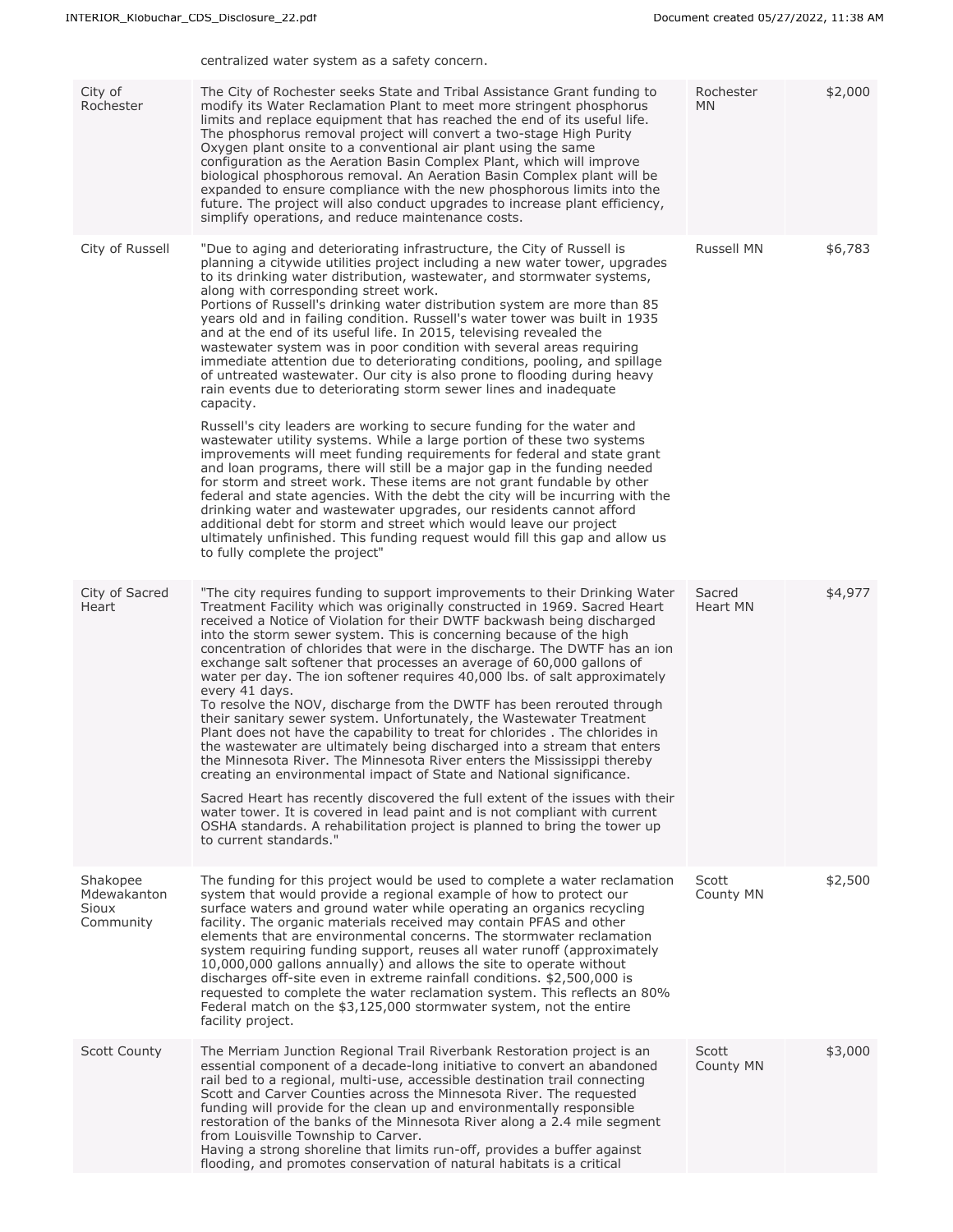centralized water system as a safety concern.

| | | | |
|---|---|---|---|
| City of Rochester | The City of Rochester seeks State and Tribal Assistance Grant funding to modify its Water Reclamation Plant to meet more stringent phosphorus limits and replace equipment that has reached the end of its useful life. The phosphorus removal project will convert a two-stage High Purity Oxygen plant onsite to a conventional air plant using the same configuration as the Aeration Basin Complex Plant, which will improve biological phosphorous removal. An Aeration Basin Complex plant will be expanded to ensure compliance with the new phosphorous limits into the future. The project will also conduct upgrades to increase plant efficiency, simplify operations, and reduce maintenance costs. | Rochester MN | $2,000 |
| City of Russell | "Due to aging and deteriorating infrastructure, the City of Russell is planning a citywide utilities project including a new water tower, upgrades to its drinking water distribution, wastewater, and stormwater systems, along with corresponding street work.<br>Portions of Russell's drinking water distribution system are more than 85 years old and in failing condition. Russell's water tower was built in 1935 and at the end of its useful life. In 2015, televising revealed the wastewater system was in poor condition with several areas requiring immediate attention due to deteriorating conditions, pooling, and spillage of untreated wastewater. Our city is also prone to flooding during heavy rain events due to deteriorating storm sewer lines and inadequate capacity.<br><br>Russell's city leaders are working to secure funding for the water and wastewater utility systems. While a large portion of these two systems improvements will meet funding requirements for federal and state grant and loan programs, there will still be a major gap in the funding needed for storm and street work. These items are not grant fundable by other federal and state agencies. With the debt the city will be incurring with the drinking water and wastewater upgrades, our residents cannot afford additional debt for storm and street which would leave our project ultimately unfinished. This funding request would fill this gap and allow us to fully complete the project" | Russell MN | $6,783 |
| City of Sacred Heart | "The city requires funding to support improvements to their Drinking Water Treatment Facility which was originally constructed in 1969. Sacred Heart received a Notice of Violation for their DWTF backwash being discharged into the storm sewer system. This is concerning because of the high concentration of chlorides that were in the discharge. The DWTF has an ion exchange salt softener that processes an average of 60,000 gallons of water per day. The ion softener requires 40,000 lbs. of salt approximately every 41 days.<br>To resolve the NOV, discharge from the DWTF has been rerouted through their sanitary sewer system. Unfortunately, the Wastewater Treatment Plant does not have the capability to treat for chlorides . The chlorides in the wastewater are ultimately being discharged into a stream that enters the Minnesota River. The Minnesota River enters the Mississippi thereby creating an environmental impact of State and National significance.<br><br>Sacred Heart has recently discovered the full extent of the issues with their water tower. It is covered in lead paint and is not compliant with current OSHA standards. A rehabilitation project is planned to bring the tower up to current standards." | Sacred Heart MN | $4,977 |
| Shakopee Mdewakanton Sioux Community | The funding for this project would be used to complete a water reclamation system that would provide a regional example of how to protect our surface waters and ground water while operating an organics recycling facility. The organic materials received may contain PFAS and other elements that are environmental concerns. The stormwater reclamation system requiring funding support, reuses all water runoff (approximately 10,000,000 gallons annually) and allows the site to operate without discharges off-site even in extreme rainfall conditions. $2,500,000 is requested to complete the water reclamation system. This reflects an 80% Federal match on the $3,125,000 stormwater system, not the entire facility project. | Scott County MN | $2,500 |
| Scott County | The Merriam Junction Regional Trail Riverbank Restoration project is an essential component of a decade-long initiative to convert an abandoned rail bed to a regional, multi-use, accessible destination trail connecting Scott and Carver Counties across the Minnesota River. The requested funding will provide for the clean up and environmentally responsible restoration of the banks of the Minnesota River along a 2.4 mile segment from Louisville Township to Carver.<br>Having a strong shoreline that limits run-off, provides a buffer against flooding, and promotes conservation of natural habitats is a critical | Scott County MN | $3,000 |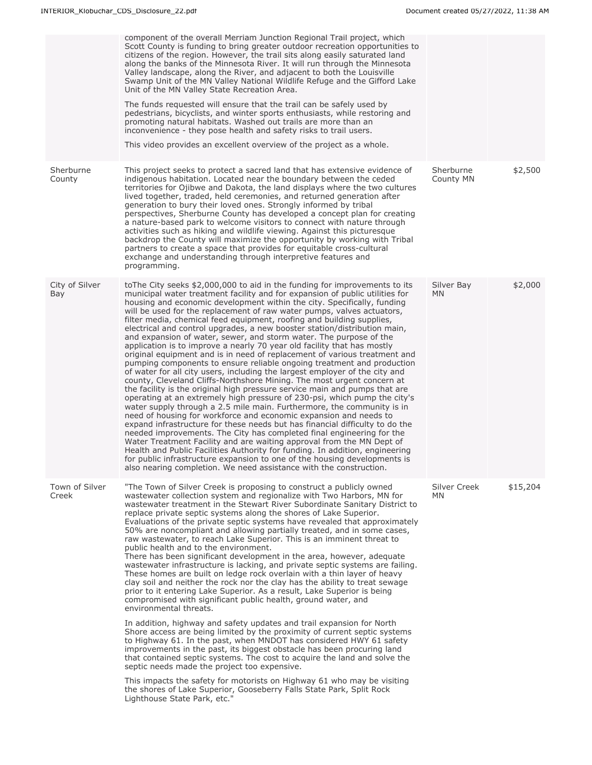| | | | |
|---|---|---|---|
| | component of the overall Merriam Junction Regional Trail project, which Scott County is funding to bring greater outdoor recreation opportunities to citizens of the region. However, the trail sits along easily saturated land along the banks of the Minnesota River. It will run through the Minnesota Valley landscape, along the River, and adjacent to both the Louisville Swamp Unit of the MN Valley National Wildlife Refuge and the Gifford Lake Unit of the MN Valley State Recreation Area.<br><br>The funds requested will ensure that the trail can be safely used by pedestrians, bicyclists, and winter sports enthusiasts, while restoring and promoting natural habitats. Washed out trails are more than an inconvenience - they pose health and safety risks to trail users.<br><br>This video provides an excellent overview of the project as a whole. | | |
| Sherburne County | This project seeks to protect a sacred land that has extensive evidence of indigenous habitation. Located near the boundary between the ceded territories for Ojibwe and Dakota, the land displays where the two cultures lived together, traded, held ceremonies, and returned generation after generation to bury their loved ones. Strongly informed by tribal perspectives, Sherburne County has developed a concept plan for creating a nature-based park to welcome visitors to connect with nature through activities such as hiking and wildlife viewing. Against this picturesque backdrop the County will maximize the opportunity by working with Tribal partners to create a space that provides for equitable cross-cultural exchange and understanding through interpretive features and programming. | Sherburne County MN | $2,500 |
| City of Silver Bay | toThe City seeks $2,000,000 to aid in the funding for improvements to its municipal water treatment facility and for expansion of public utilities for housing and economic development within the city. Specifically, funding will be used for the replacement of raw water pumps, valves actuators, filter media, chemical feed equipment, roofing and building supplies, electrical and control upgrades, a new booster station/distribution main, and expansion of water, sewer, and storm water. The purpose of the application is to improve a nearly 70 year old facility that has mostly original equipment and is in need of replacement of various treatment and pumping components to ensure reliable ongoing treatment and production of water for all city users, including the largest employer of the city and county, Cleveland Cliffs-Northshore Mining. The most urgent concern at the facility is the original high pressure service main and pumps that are operating at an extremely high pressure of 230-psi, which pump the city's water supply through a 2.5 mile main. Furthermore, the community is in need of housing for workforce and economic expansion and needs to expand infrastructure for these needs but has financial difficulty to do the needed improvements. The City has completed final engineering for the Water Treatment Facility and are waiting approval from the MN Dept of Health and Public Facilities Authority for funding. In addition, engineering for public infrastructure expansion to one of the housing developments is also nearing completion. We need assistance with the construction. | Silver Bay MN | $2,000 |
| Town of Silver Creek | "The Town of Silver Creek is proposing to construct a publicly owned wastewater collection system and regionalize with Two Harbors, MN for wastewater treatment in the Stewart River Subordinate Sanitary District to replace private septic systems along the shores of Lake Superior. Evaluations of the private septic systems have revealed that approximately 50% are noncompliant and allowing partially treated, and in some cases, raw wastewater, to reach Lake Superior. This is an imminent threat to public health and to the environment.<br>There has been significant development in the area, however, adequate wastewater infrastructure is lacking, and private septic systems are failing. These homes are built on ledge rock overlain with a thin layer of heavy clay soil and neither the rock nor the clay has the ability to treat sewage prior to it entering Lake Superior. As a result, Lake Superior is being compromised with significant public health, ground water, and environmental threats.<br><br>In addition, highway and safety updates and trail expansion for North Shore access are being limited by the proximity of current septic systems to Highway 61. In the past, when MNDOT has considered HWY 61 safety improvements in the past, its biggest obstacle has been procuring land that contained septic systems. The cost to acquire the land and solve the septic needs made the project too expensive.<br><br>This impacts the safety for motorists on Highway 61 who may be visiting the shores of Lake Superior, Gooseberry Falls State Park, Split Rock Lighthouse State Park, etc." | Silver Creek MN | $15,204 |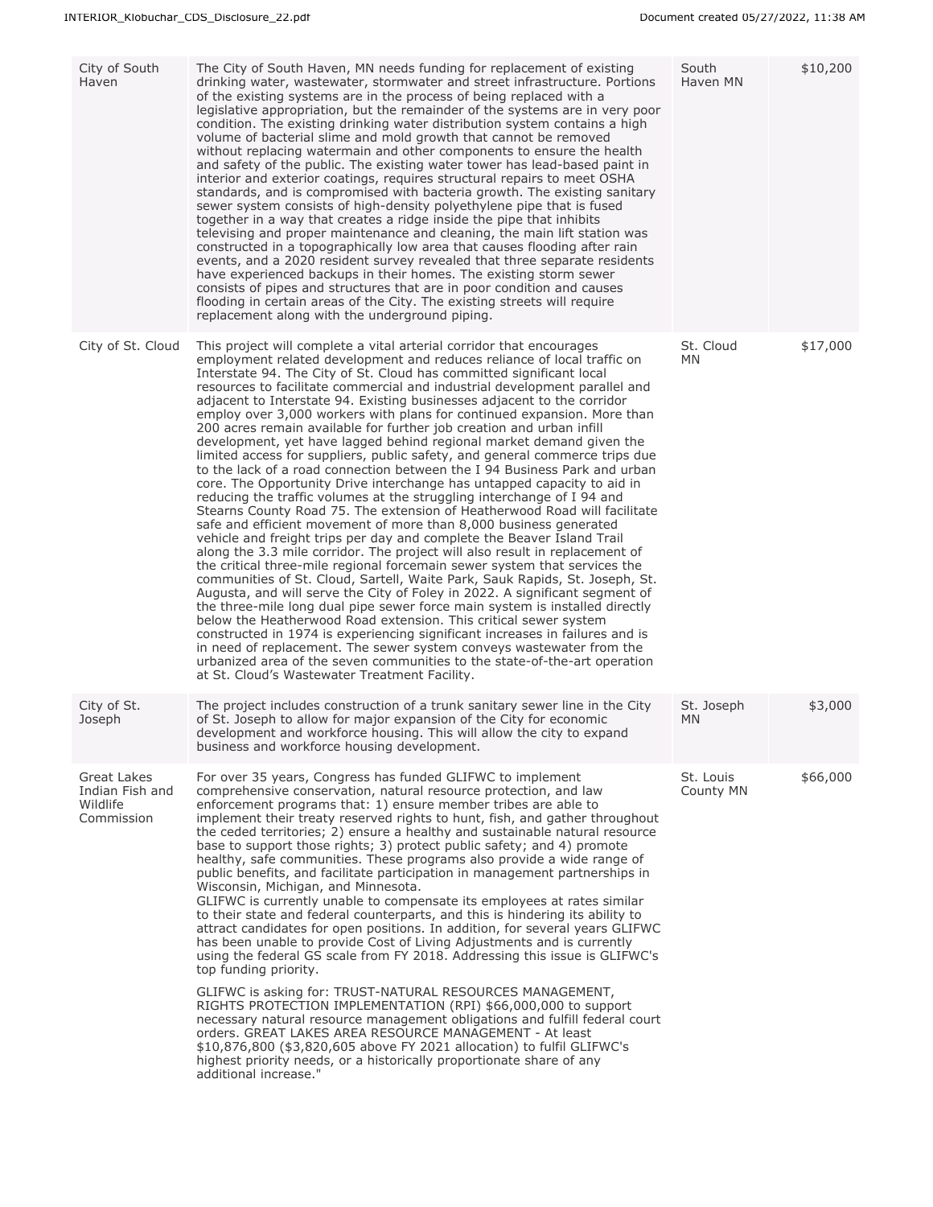| | | | |
|---|---|---|---|
| City of South Haven | The City of South Haven, MN needs funding for replacement of existing drinking water, wastewater, stormwater and street infrastructure. Portions of the existing systems are in the process of being replaced with a legislative appropriation, but the remainder of the systems are in very poor condition. The existing drinking water distribution system contains a high volume of bacterial slime and mold growth that cannot be removed without replacing watermain and other components to ensure the health and safety of the public. The existing water tower has lead-based paint in interior and exterior coatings, requires structural repairs to meet OSHA standards, and is compromised with bacteria growth. The existing sanitary sewer system consists of high-density polyethylene pipe that is fused together in a way that creates a ridge inside the pipe that inhibits televising and proper maintenance and cleaning, the main lift station was constructed in a topographically low area that causes flooding after rain events, and a 2020 resident survey revealed that three separate residents have experienced backups in their homes. The existing storm sewer consists of pipes and structures that are in poor condition and causes flooding in certain areas of the City. The existing streets will require replacement along with the underground piping. | South Haven MN | $10,200 |
| City of St. Cloud | This project will complete a vital arterial corridor that encourages employment related development and reduces reliance of local traffic on Interstate 94. The City of St. Cloud has committed significant local resources to facilitate commercial and industrial development parallel and adjacent to Interstate 94. Existing businesses adjacent to the corridor employ over 3,000 workers with plans for continued expansion. More than 200 acres remain available for further job creation and urban infill development, yet have lagged behind regional market demand given the limited access for suppliers, public safety, and general commerce trips due to the lack of a road connection between the I 94 Business Park and urban core. The Opportunity Drive interchange has untapped capacity to aid in reducing the traffic volumes at the struggling interchange of I 94 and Stearns County Road 75. The extension of Heatherwood Road will facilitate safe and efficient movement of more than 8,000 business generated vehicle and freight trips per day and complete the Beaver Island Trail along the 3.3 mile corridor. The project will also result in replacement of the critical three-mile regional forcemain sewer system that services the communities of St. Cloud, Sartell, Waite Park, Sauk Rapids, St. Joseph, St. Augusta, and will serve the City of Foley in 2022. A significant segment of the three-mile long dual pipe sewer force main system is installed directly below the Heatherwood Road extension. This critical sewer system constructed in 1974 is experiencing significant increases in failures and is in need of replacement. The sewer system conveys wastewater from the urbanized area of the seven communities to the state-of-the-art operation at St. Cloud's Wastewater Treatment Facility. | St. Cloud MN | $17,000 |
| City of St. Joseph | The project includes construction of a trunk sanitary sewer line in the City of St. Joseph to allow for major expansion of the City for economic development and workforce housing. This will allow the city to expand business and workforce housing development. | St. Joseph MN | $3,000 |
| Great Lakes Indian Fish and Wildlife Commission | For over 35 years, Congress has funded GLIFWC to implement comprehensive conservation, natural resource protection, and law enforcement programs that: 1) ensure member tribes are able to implement their treaty reserved rights to hunt, fish, and gather throughout the ceded territories; 2) ensure a healthy and sustainable natural resource base to support those rights; 3) protect public safety; and 4) promote healthy, safe communities. These programs also provide a wide range of public benefits, and facilitate participation in management partnerships in Wisconsin, Michigan, and Minnesota.<br>GLIFWC is currently unable to compensate its employees at rates similar to their state and federal counterparts, and this is hindering its ability to attract candidates for open positions. In addition, for several years GLIFWC has been unable to provide Cost of Living Adjustments and is currently using the federal GS scale from FY 2018. Addressing this issue is GLIFWC's top funding priority.<br><br>GLIFWC is asking for: TRUST-NATURAL RESOURCES MANAGEMENT, RIGHTS PROTECTION IMPLEMENTATION (RPI) $66,000,000 to support necessary natural resource management obligations and fulfill federal court orders. GREAT LAKES AREA RESOURCE MANAGEMENT - At least $10,876,800 ($3,820,605 above FY 2021 allocation) to fulfil GLIFWC's highest priority needs, or a historically proportionate share of any additional increase." | St. Louis County MN | $66,000 |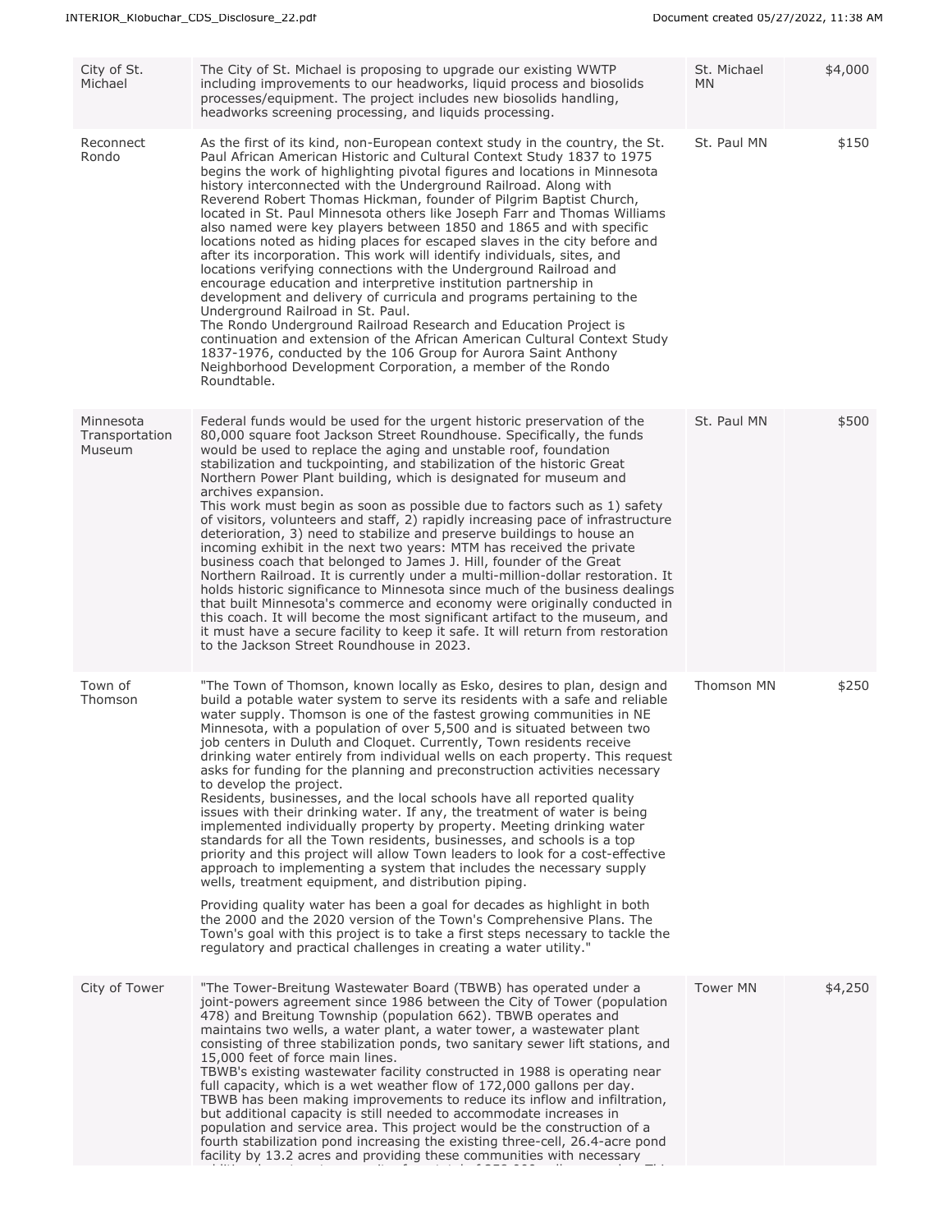| | | | |
|---|---|---|---|
| City of St. Michael | The City of St. Michael is proposing to upgrade our existing WWTP including improvements to our headworks, liquid process and biosolids processes/equipment. The project includes new biosolids handling, headworks screening processing, and liquids processing. | St. Michael MN | $4,000 |
| Reconnect Rondo | As the first of its kind, non-European context study in the country, the St. Paul African American Historic and Cultural Context Study 1837 to 1975 begins the work of highlighting pivotal figures and locations in Minnesota history interconnected with the Underground Railroad. Along with Reverend Robert Thomas Hickman, founder of Pilgrim Baptist Church, located in St. Paul Minnesota others like Joseph Farr and Thomas Williams also named were key players between 1850 and 1865 and with specific locations noted as hiding places for escaped slaves in the city before and after its incorporation. This work will identify individuals, sites, and locations verifying connections with the Underground Railroad and encourage education and interpretive institution partnership in development and delivery of curricula and programs pertaining to the Underground Railroad in St. Paul.<br>The Rondo Underground Railroad Research and Education Project is continuation and extension of the African American Cultural Context Study 1837-1976, conducted by the 106 Group for Aurora Saint Anthony Neighborhood Development Corporation, a member of the Rondo Roundtable. | St. Paul MN | $150 |
| Minnesota Transportation Museum | Federal funds would be used for the urgent historic preservation of the 80,000 square foot Jackson Street Roundhouse. Specifically, the funds would be used to replace the aging and unstable roof, foundation stabilization and tuckpointing, and stabilization of the historic Great Northern Power Plant building, which is designated for museum and archives expansion.<br>This work must begin as soon as possible due to factors such as 1) safety of visitors, volunteers and staff, 2) rapidly increasing pace of infrastructure deterioration, 3) need to stabilize and preserve buildings to house an incoming exhibit in the next two years: MTM has received the private business coach that belonged to James J. Hill, founder of the Great Northern Railroad. It is currently under a multi-million-dollar restoration. It holds historic significance to Minnesota since much of the business dealings that built Minnesota's commerce and economy were originally conducted in this coach. It will become the most significant artifact to the museum, and it must have a secure facility to keep it safe. It will return from restoration to the Jackson Street Roundhouse in 2023. | St. Paul MN | $500 |
| Town of Thomson | "The Town of Thomson, known locally as Esko, desires to plan, design and build a potable water system to serve its residents with a safe and reliable water supply. Thomson is one of the fastest growing communities in NE Minnesota, with a population of over 5,500 and is situated between two job centers in Duluth and Cloquet. Currently, Town residents receive drinking water entirely from individual wells on each property. This request asks for funding for the planning and preconstruction activities necessary to develop the project.<br>Residents, businesses, and the local schools have all reported quality issues with their drinking water. If any, the treatment of water is being implemented individually property by property. Meeting drinking water standards for all the Town residents, businesses, and schools is a top priority and this project will allow Town leaders to look for a cost-effective approach to implementing a system that includes the necessary supply wells, treatment equipment, and distribution piping.<br><br>Providing quality water has been a goal for decades as highlight in both the 2000 and the 2020 version of the Town's Comprehensive Plans. The Town's goal with this project is to take a first steps necessary to tackle the regulatory and practical challenges in creating a water utility." | Thomson MN | $250 |
| City of Tower | "The Tower-Breitung Wastewater Board (TBWB) has operated under a joint-powers agreement since 1986 between the City of Tower (population 478) and Breitung Township (population 662). TBWB operates and maintains two wells, a water plant, a water tower, a wastewater plant consisting of three stabilization ponds, two sanitary sewer lift stations, and 15,000 feet of force main lines.<br>TBWB's existing wastewater facility constructed in 1988 is operating near full capacity, which is a wet weather flow of 172,000 gallons per day. TBWB has been making improvements to reduce its inflow and infiltration, but additional capacity is still needed to accommodate increases in population and service area. This project would be the construction of a fourth stabilization pond increasing the existing three-cell, 26.4-acre pond facility by 13.2 acres and providing these communities with necessary | Tower MN | $4,250 |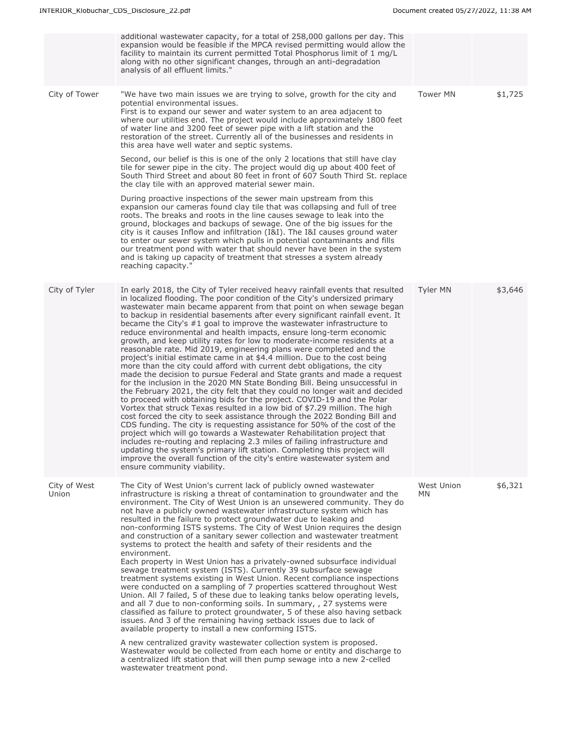| | | | |
|---|---|---|---|
| | additional wastewater capacity, for a total of 258,000 gallons per day. This expansion would be feasible if the MPCA revised permitting would allow the facility to maintain its current permitted Total Phosphorus limit of 1 mg/L along with no other significant changes, through an anti-degradation analysis of all effluent limits." | | |
| City of Tower | "We have two main issues we are trying to solve, growth for the city and potential environmental issues.<br>First is to expand our sewer and water system to an area adjacent to where our utilities end. The project would include approximately 1800 feet of water line and 3200 feet of sewer pipe with a lift station and the restoration of the street. Currently all of the businesses and residents in this area have well water and septic systems.<br><br>Second, our belief is this is one of the only 2 locations that still have clay tile for sewer pipe in the city. The project would dig up about 400 feet of South Third Street and about 80 feet in front of 607 South Third St. replace the clay tile with an approved material sewer main.<br><br>During proactive inspections of the sewer main upstream from this expansion our cameras found clay tile that was collapsing and full of tree roots. The breaks and roots in the line causes sewage to leak into the ground, blockages and backups of sewage. One of the big issues for the city is it causes Inflow and infiltration (I&I). The I&I causes ground water to enter our sewer system which pulls in potential contaminants and fills our treatment pond with water that should never have been in the system and is taking up capacity of treatment that stresses a system already reaching capacity." | Tower MN | $1,725 |
| City of Tyler | In early 2018, the City of Tyler received heavy rainfall events that resulted in localized flooding. The poor condition of the City's undersized primary wastewater main became apparent from that point on when sewage began to backup in residential basements after every significant rainfall event. It became the City's #1 goal to improve the wastewater infrastructure to reduce environmental and health impacts, ensure long-term economic growth, and keep utility rates for low to moderate-income residents at a reasonable rate. Mid 2019, engineering plans were completed and the project's initial estimate came in at $4.4 million. Due to the cost being more than the city could afford with current debt obligations, the city made the decision to pursue Federal and State grants and made a request for the inclusion in the 2020 MN State Bonding Bill. Being unsuccessful in the February 2021, the city felt that they could no longer wait and decided to proceed with obtaining bids for the project. COVID-19 and the Polar Vortex that struck Texas resulted in a low bid of $7.29 million. The high cost forced the city to seek assistance through the 2022 Bonding Bill and CDS funding. The city is requesting assistance for 50% of the cost of the project which will go towards a Wastewater Rehabilitation project that includes re-routing and replacing 2.3 miles of failing infrastructure and updating the system's primary lift station. Completing this project will improve the overall function of the city's entire wastewater system and ensure community viability. | Tyler MN | $3,646 |
| City of West Union | The City of West Union's current lack of publicly owned wastewater infrastructure is risking a threat of contamination to groundwater and the environment. The City of West Union is an unsewered community. They do not have a publicly owned wastewater infrastructure system which has resulted in the failure to protect groundwater due to leaking and non-conforming ISTS systems. The City of West Union requires the design and construction of a sanitary sewer collection and wastewater treatment systems to protect the health and safety of their residents and the environment.<br>Each property in West Union has a privately-owned subsurface individual sewage treatment system (ISTS). Currently 39 subsurface sewage treatment systems existing in West Union. Recent compliance inspections were conducted on a sampling of 7 properties scattered throughout West Union. All 7 failed, 5 of these due to leaking tanks below operating levels, and all 7 due to non-conforming soils. In summary, , 27 systems were classified as failure to protect groundwater, 5 of these also having setback issues. And 3 of the remaining having setback issues due to lack of available property to install a new conforming ISTS.<br><br>A new centralized gravity wastewater collection system is proposed. Wastewater would be collected from each home or entity and discharge to a centralized lift station that will then pump sewage into a new 2-celled wastewater treatment pond. | West Union MN | $6,321 |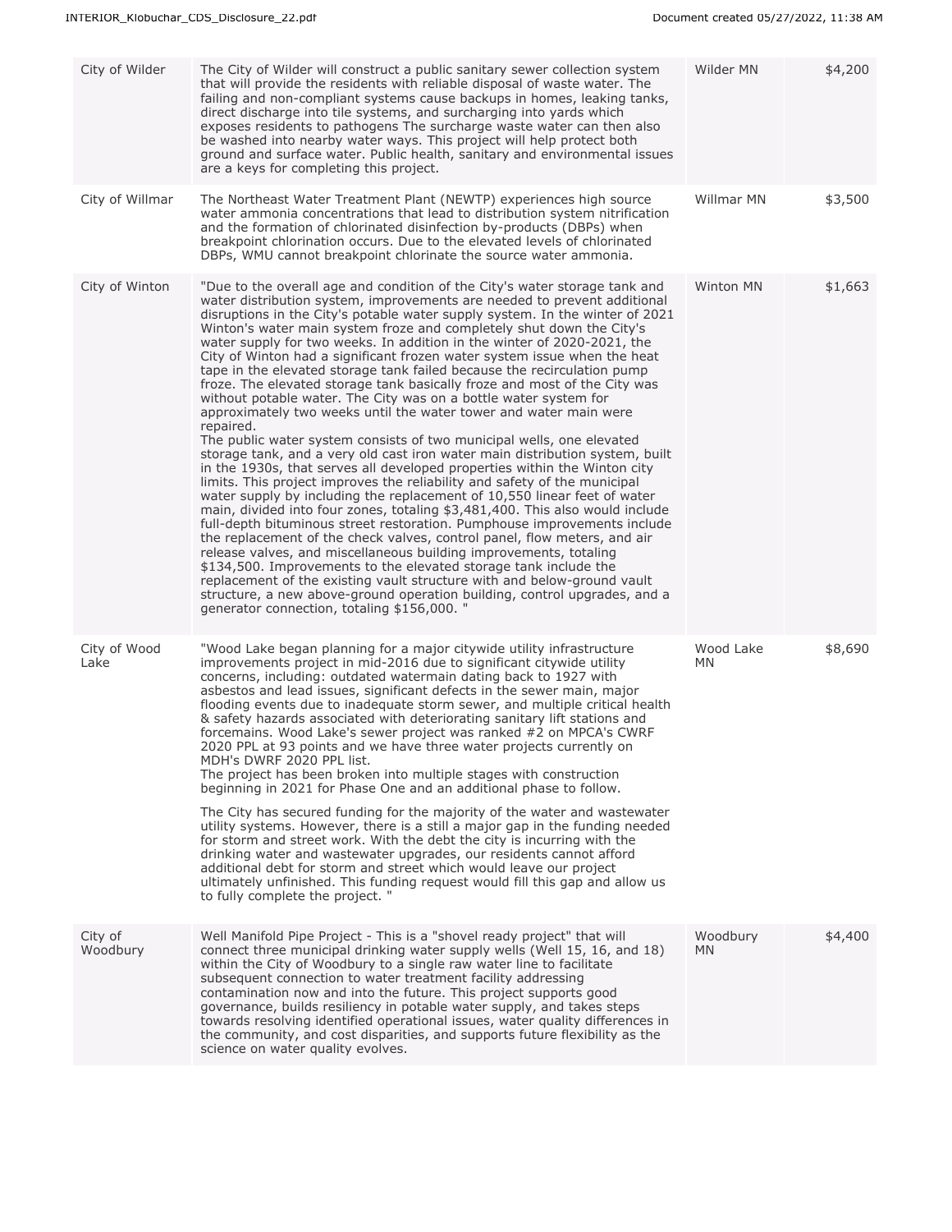| | | | |
|---|---|---|---|
| City of Wilder | The City of Wilder will construct a public sanitary sewer collection system that will provide the residents with reliable disposal of waste water. The failing and non-compliant systems cause backups in homes, leaking tanks, direct discharge into tile systems, and surcharging into yards which exposes residents to pathogens The surcharge waste water can then also be washed into nearby water ways. This project will help protect both ground and surface water. Public health, sanitary and environmental issues are a keys for completing this project. | Wilder MN | $4,200 |
| City of Willmar | The Northeast Water Treatment Plant (NEWTP) experiences high source water ammonia concentrations that lead to distribution system nitrification and the formation of chlorinated disinfection by-products (DBPs) when breakpoint chlorination occurs. Due to the elevated levels of chlorinated DBPs, WMU cannot breakpoint chlorinate the source water ammonia. | Willmar MN | $3,500 |
| City of Winton | "Due to the overall age and condition of the City's water storage tank and water distribution system, improvements are needed to prevent additional disruptions in the City's potable water supply system. In the winter of 2021 Winton's water main system froze and completely shut down the City's water supply for two weeks. In addition in the winter of 2020-2021, the City of Winton had a significant frozen water system issue when the heat tape in the elevated storage tank failed because the recirculation pump froze. The elevated storage tank basically froze and most of the City was without potable water. The City was on a bottle water system for approximately two weeks until the water tower and water main were repaired.<br>The public water system consists of two municipal wells, one elevated storage tank, and a very old cast iron water main distribution system, built in the 1930s, that serves all developed properties within the Winton city limits. This project improves the reliability and safety of the municipal water supply by including the replacement of 10,550 linear feet of water main, divided into four zones, totaling $3,481,400. This also would include full-depth bituminous street restoration. Pumphouse improvements include the replacement of the check valves, control panel, flow meters, and air release valves, and miscellaneous building improvements, totaling $134,500. Improvements to the elevated storage tank include the replacement of the existing vault structure with and below-ground vault structure, a new above-ground operation building, control upgrades, and a generator connection, totaling $156,000. " | Winton MN | $1,663 |
| City of Wood Lake | "Wood Lake began planning for a major citywide utility infrastructure improvements project in mid-2016 due to significant citywide utility concerns, including: outdated watermain dating back to 1927 with asbestos and lead issues, significant defects in the sewer main, major flooding events due to inadequate storm sewer, and multiple critical health & safety hazards associated with deteriorating sanitary lift stations and forcemains. Wood Lake's sewer project was ranked #2 on MPCA's CWRF 2020 PPL at 93 points and we have three water projects currently on MDH's DWRF 2020 PPL list.<br>The project has been broken into multiple stages with construction beginning in 2021 for Phase One and an additional phase to follow.<br>The City has secured funding for the majority of the water and wastewater utility systems. However, there is a still a major gap in the funding needed for storm and street work. With the debt the city is incurring with the drinking water and wastewater upgrades, our residents cannot afford additional debt for storm and street which would leave our project ultimately unfinished. This funding request would fill this gap and allow us to fully complete the project. " | Wood Lake MN | $8,690 |
| City of Woodbury | Well Manifold Pipe Project - This is a "shovel ready project" that will connect three municipal drinking water supply wells (Well 15, 16, and 18) within the City of Woodbury to a single raw water line to facilitate subsequent connection to water treatment facility addressing contamination now and into the future. This project supports good governance, builds resiliency in potable water supply, and takes steps towards resolving identified operational issues, water quality differences in the community, and cost disparities, and supports future flexibility as the science on water quality evolves. | Woodbury MN | $4,400 |